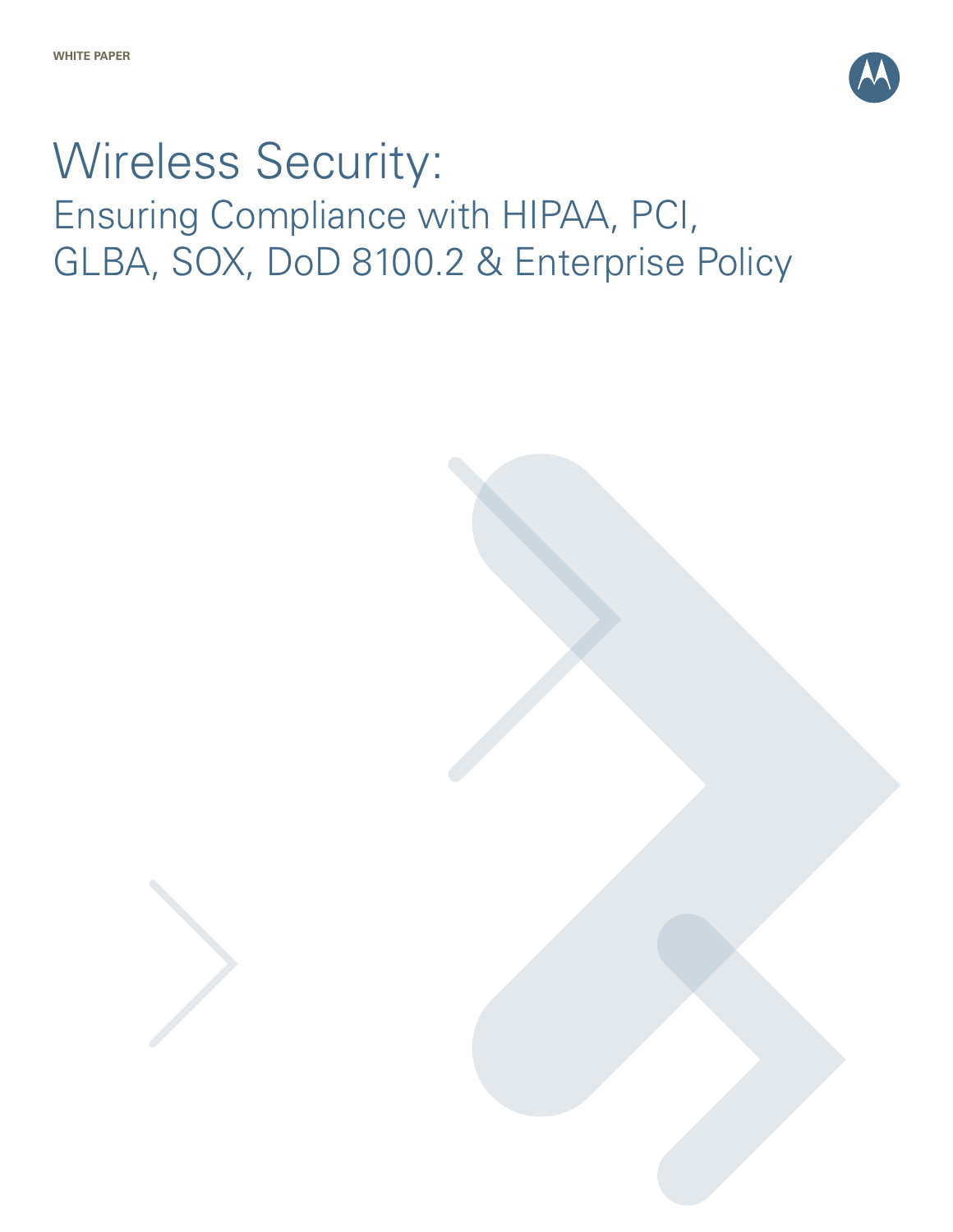WHITE PAPER

# Wireless Security:

## Ensuring Compliance with HIPAA, PCI, GLBA, SOX, DoD 8100.2 & Enterprise Policy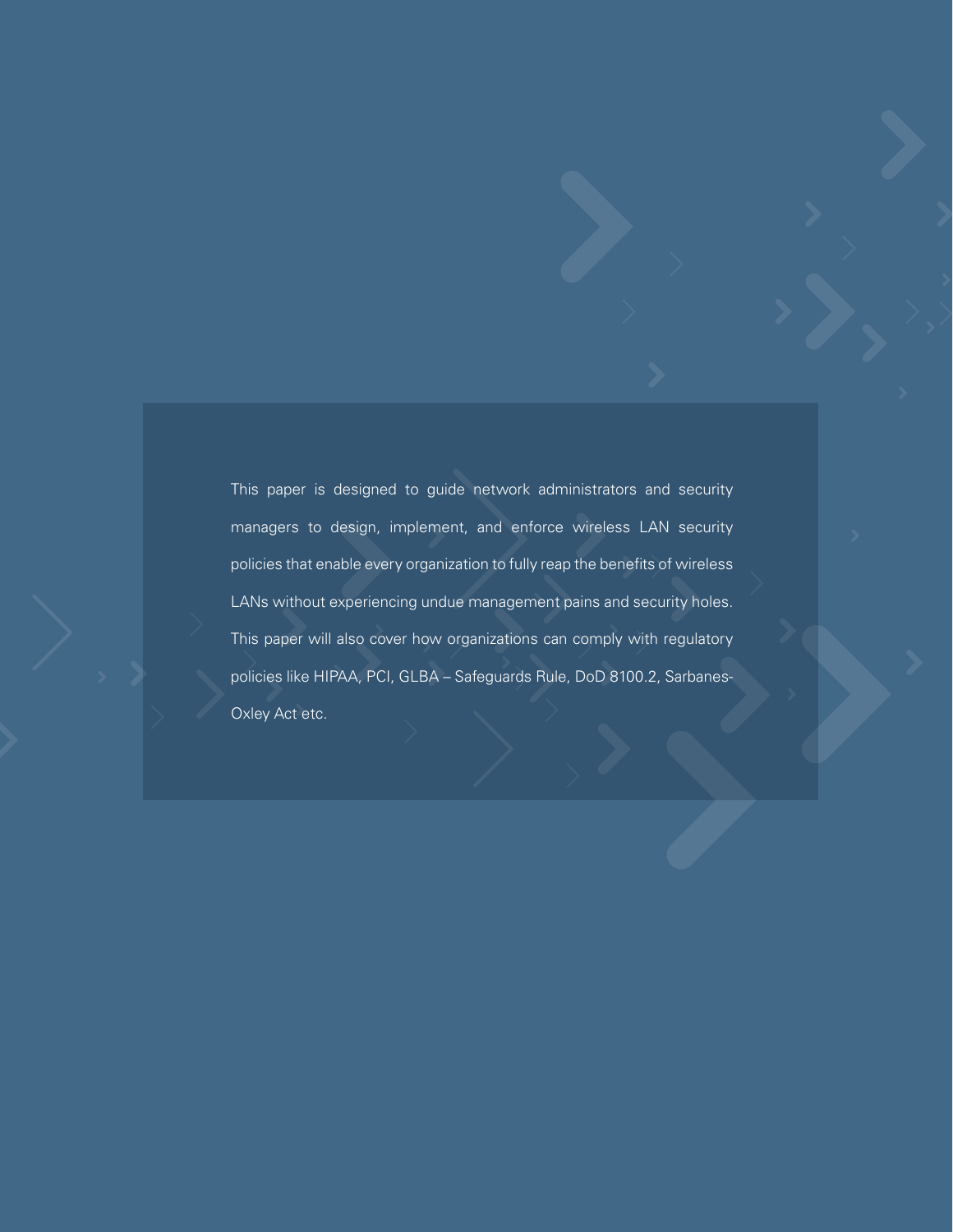This paper is designed to guide network administrators and security managers to design, implement, and enforce wireless LAN security policies that enable every organization to fully reap the benefits of wireless LANs without experiencing undue management pains and security holes. This paper will also cover how organizations can comply with regulatory policies like HIPAA, PCI, GLBA – Safeguards Rule, DoD 8100.2, Sarbanes-Oxley Act etc.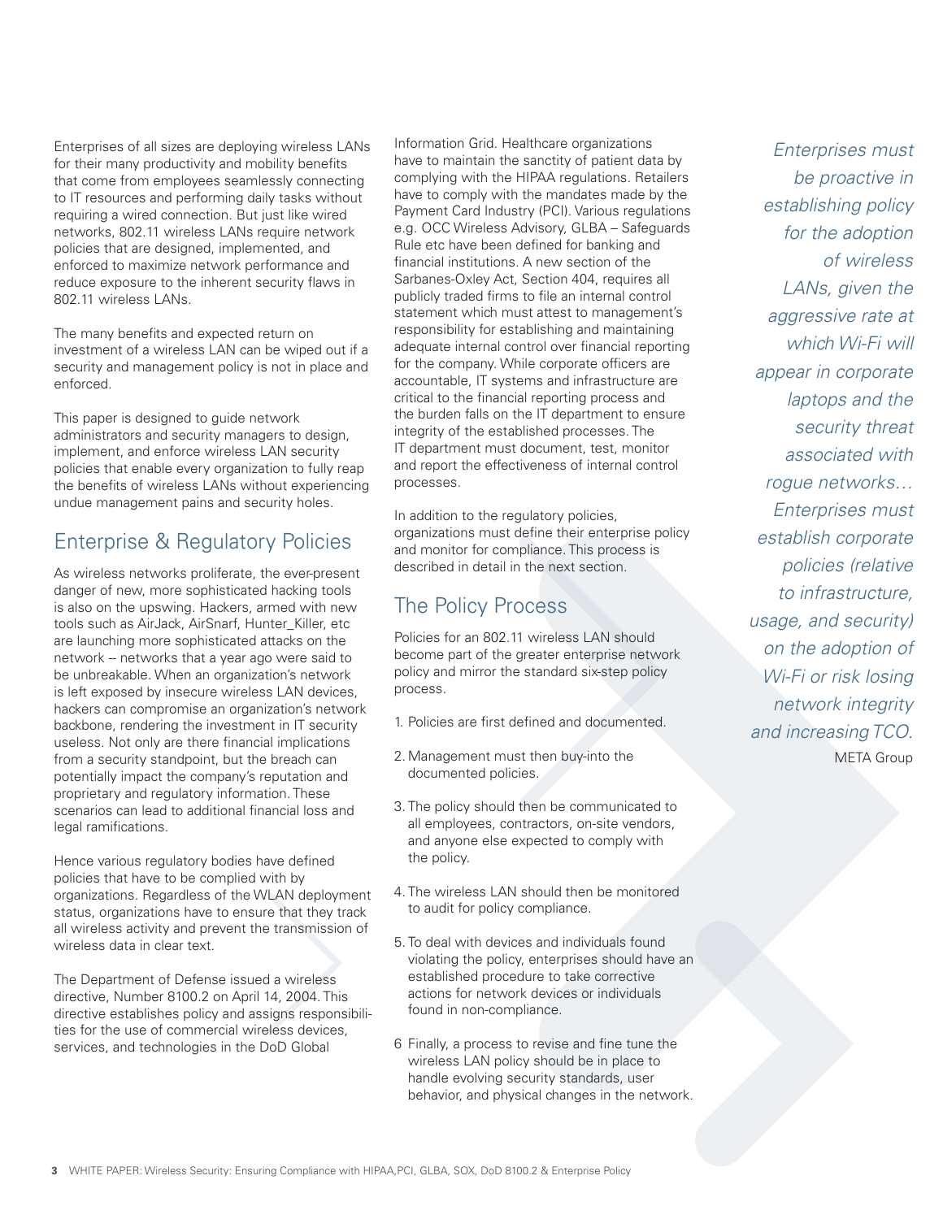Enterprises of all sizes are deploying wireless LANs for their many productivity and mobility benefits that come from employees seamlessly connecting to IT resources and performing daily tasks without requiring a wired connection. But just like wired networks, 802.11 wireless LANs require network policies that are designed, implemented, and enforced to maximize network performance and reduce exposure to the inherent security flaws in 802.11 wireless LANs.

The many benefits and expected return on investment of a wireless LAN can be wiped out if a security and management policy is not in place and enforced.

This paper is designed to guide network administrators and security managers to design, implement, and enforce wireless LAN security policies that enable every organization to fully reap the benefits of wireless LANs without experiencing undue management pains and security holes.

## Enterprise & Regulatory Policies

As wireless networks proliferate, the ever-present danger of new, more sophisticated hacking tools is also on the upswing. Hackers, armed with new tools such as AirJack, AirSnarf, Hunter_Killer, etc are launching more sophisticated attacks on the network -- networks that a year ago were said to be unbreakable. When an organization's network is left exposed by insecure wireless LAN devices, hackers can compromise an organization's network backbone, rendering the investment in IT security useless. Not only are there financial implications from a security standpoint, but the breach can potentially impact the company's reputation and proprietary and regulatory information. These scenarios can lead to additional financial loss and legal ramifications.

Hence various regulatory bodies have defined policies that have to be complied with by organizations. Regardless of the WLAN deployment status, organizations have to ensure that they track all wireless activity and prevent the transmission of wireless data in clear text.

The Department of Defense issued a wireless directive, Number 8100.2 on April 14, 2004. This directive establishes policy and assigns responsibilities for the use of commercial wireless devices, services, and technologies in the DoD Global Information Grid. Healthcare organizations have to maintain the sanctity of patient data by complying with the HIPAA regulations. Retailers have to comply with the mandates made by the Payment Card Industry (PCI). Various regulations e.g. OCC Wireless Advisory, GLBA – Safeguards Rule etc have been defined for banking and financial institutions. A new section of the Sarbanes-Oxley Act, Section 404, requires all publicly traded firms to file an internal control statement which must attest to management's responsibility for establishing and maintaining adequate internal control over financial reporting for the company. While corporate officers are accountable, IT systems and infrastructure are critical to the financial reporting process and the burden falls on the IT department to ensure integrity of the established processes. The IT department must document, test, monitor and report the effectiveness of internal control processes.

In addition to the regulatory policies, organizations must define their enterprise policy and monitor for compliance. This process is described in detail in the next section.

## The Policy Process

Policies for an 802.11 wireless LAN should become part of the greater enterprise network policy and mirror the standard six-step policy process.

1. Policies are first defined and documented.
2. Management must then buy-into the documented policies.
3. The policy should then be communicated to all employees, contractors, on-site vendors, and anyone else expected to comply with the policy.
4. The wireless LAN should then be monitored to audit for policy compliance.
5. To deal with devices and individuals found violating the policy, enterprises should have an established procedure to take corrective actions for network devices or individuals found in non-compliance.
6. Finally, a process to revise and fine tune the wireless LAN policy should be in place to handle evolving security standards, user behavior, and physical changes in the network.

*Enterprises must be proactive in establishing policy for the adoption of wireless LANs, given the aggressive rate at which Wi-Fi will appear in corporate laptops and the security threat associated with rogue networks… Enterprises must establish corporate policies (relative to infrastructure, usage, and security) on the adoption of Wi-Fi or risk losing network integrity and increasing TCO.*

META Group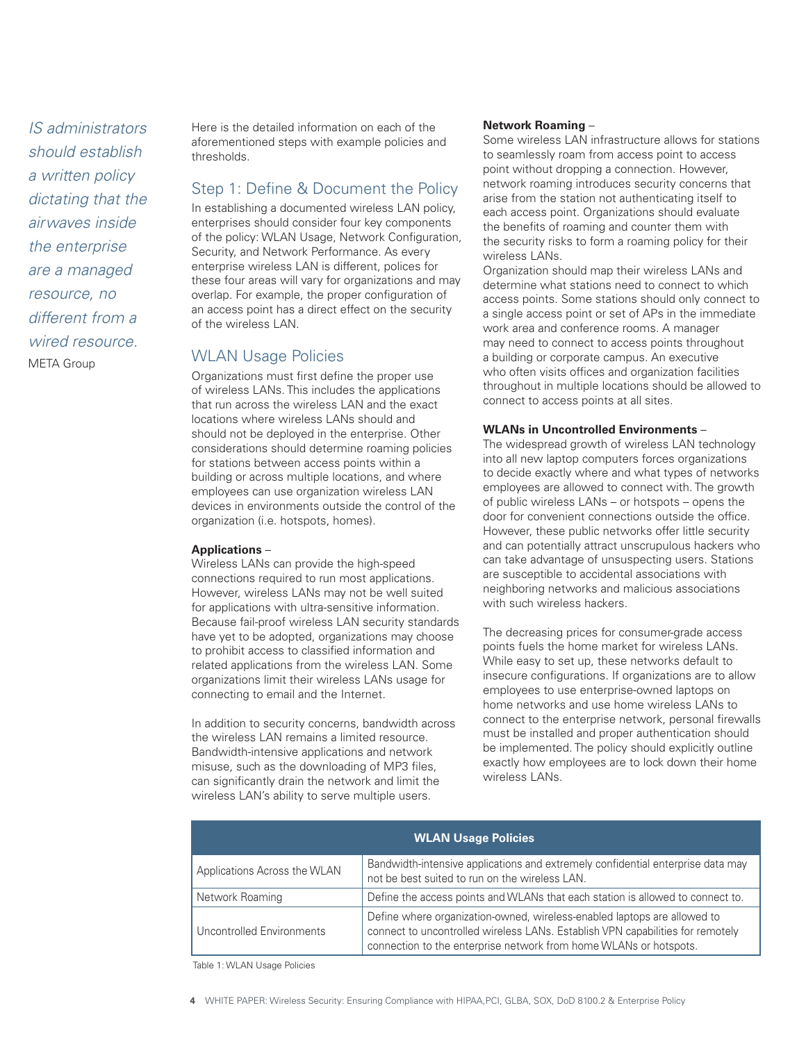*IS administrators should establish a written policy dictating that the airwaves inside the enterprise are a managed resource, no different from a wired resource.*
META Group

Here is the detailed information on each of the aforementioned steps with example policies and thresholds.

## Step 1: Define & Document the Policy

In establishing a documented wireless LAN policy, enterprises should consider four key components of the policy: WLAN Usage, Network Configuration, Security, and Network Performance. As every enterprise wireless LAN is different, polices for these four areas will vary for organizations and may overlap. For example, the proper configuration of an access point has a direct effect on the security of the wireless LAN.

## WLAN Usage Policies

Organizations must first define the proper use of wireless LANs. This includes the applications that run across the wireless LAN and the exact locations where wireless LANs should and should not be deployed in the enterprise. Other considerations should determine roaming policies for stations between access points within a building or across multiple locations, and where employees can use organization wireless LAN devices in environments outside the control of the organization (i.e. hotspots, homes).

**Applications** –
Wireless LANs can provide the high-speed connections required to run most applications. However, wireless LANs may not be well suited for applications with ultra-sensitive information. Because fail-proof wireless LAN security standards have yet to be adopted, organizations may choose to prohibit access to classified information and related applications from the wireless LAN. Some organizations limit their wireless LANs usage for connecting to email and the Internet.

In addition to security concerns, bandwidth across the wireless LAN remains a limited resource. Bandwidth-intensive applications and network misuse, such as the downloading of MP3 files, can significantly drain the network and limit the wireless LAN's ability to serve multiple users.

**Network Roaming** –
Some wireless LAN infrastructure allows for stations to seamlessly roam from access point to access point without dropping a connection. However, network roaming introduces security concerns that arise from the station not authenticating itself to each access point. Organizations should evaluate the benefits of roaming and counter them with the security risks to form a roaming policy for their wireless LANs.
Organization should map their wireless LANs and determine what stations need to connect to which access points. Some stations should only connect to a single access point or set of APs in the immediate work area and conference rooms. A manager may need to connect to access points throughout a building or corporate campus. An executive who often visits offices and organization facilities throughout in multiple locations should be allowed to connect to access points at all sites.

**WLANs in Uncontrolled Environments** –
The widespread growth of wireless LAN technology into all new laptop computers forces organizations to decide exactly where and what types of networks employees are allowed to connect with. The growth of public wireless LANs – or hotspots – opens the door for convenient connections outside the office. However, these public networks offer little security and can potentially attract unscrupulous hackers who can take advantage of unsuspecting users. Stations are susceptible to accidental associations with neighboring networks and malicious associations with such wireless hackers.

The decreasing prices for consumer-grade access points fuels the home market for wireless LANs. While easy to set up, these networks default to insecure configurations. If organizations are to allow employees to use enterprise-owned laptops on home networks and use home wireless LANs to connect to the enterprise network, personal firewalls must be installed and proper authentication should be implemented. The policy should explicitly outline exactly how employees are to lock down their home wireless LANs.

| WLAN Usage Policies | |
|---|---|
| Applications Across the WLAN | Bandwidth-intensive applications and extremely confidential enterprise data may not be best suited to run on the wireless LAN. |
| Network Roaming | Define the access points and WLANs that each station is allowed to connect to. |
| Uncontrolled Environments | Define where organization-owned, wireless-enabled laptops are allowed to connect to uncontrolled wireless LANs. Establish VPN capabilities for remotely connection to the enterprise network from home WLANs or hotspots. |

Table 1: WLAN Usage Policies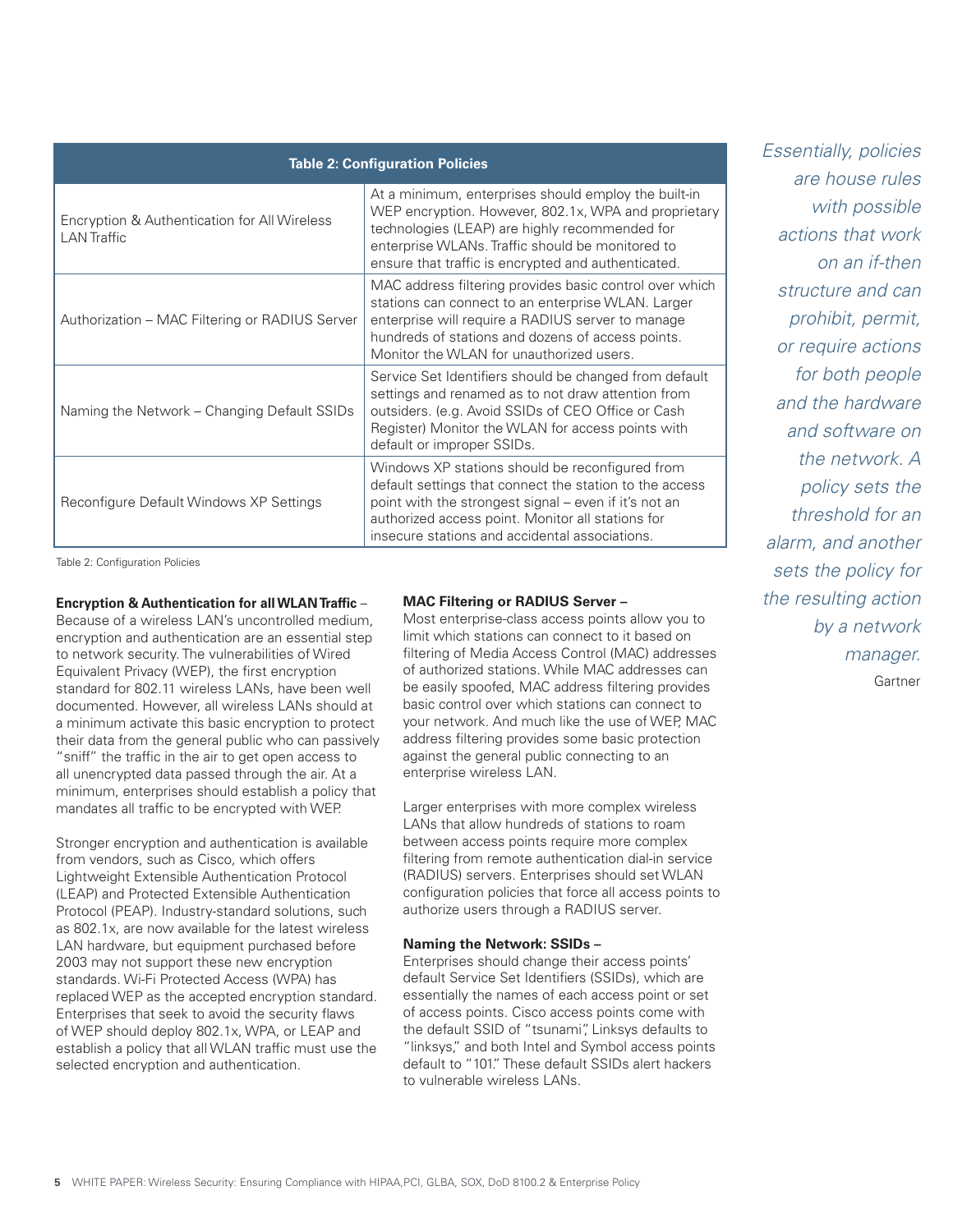| Table 2: Configuration Policies | |
|---|---|
| Encryption & Authentication for All Wireless LAN Traffic | At a minimum, enterprises should employ the built-in WEP encryption. However, 802.1x, WPA and proprietary technologies (LEAP) are highly recommended for enterprise WLANs. Traffic should be monitored to ensure that traffic is encrypted and authenticated. |
| Authorization – MAC Filtering or RADIUS Server | MAC address filtering provides basic control over which stations can connect to an enterprise WLAN. Larger enterprise will require a RADIUS server to manage hundreds of stations and dozens of access points. Monitor the WLAN for unauthorized users. |
| Naming the Network – Changing Default SSIDs | Service Set Identifiers should be changed from default settings and renamed as to not draw attention from outsiders. (e.g. Avoid SSIDs of CEO Office or Cash Register) Monitor the WLAN for access points with default or improper SSIDs. |
| Reconfigure Default Windows XP Settings | Windows XP stations should be reconfigured from default settings that connect the station to the access point with the strongest signal – even if it's not an authorized access point. Monitor all stations for insecure stations and accidental associations. |

Table 2: Configuration Policies

**Encryption & Authentication for all WLAN Traffic** – Because of a wireless LAN's uncontrolled medium, encryption and authentication are an essential step to network security. The vulnerabilities of Wired Equivalent Privacy (WEP), the first encryption standard for 802.11 wireless LANs, have been well documented. However, all wireless LANs should at a minimum activate this basic encryption to protect their data from the general public who can passively "sniff" the traffic in the air to get open access to all unencrypted data passed through the air. At a minimum, enterprises should establish a policy that mandates all traffic to be encrypted with WEP.

Stronger encryption and authentication is available from vendors, such as Cisco, which offers Lightweight Extensible Authentication Protocol (LEAP) and Protected Extensible Authentication Protocol (PEAP). Industry-standard solutions, such as 802.1x, are now available for the latest wireless LAN hardware, but equipment purchased before 2003 may not support these new encryption standards. Wi-Fi Protected Access (WPA) has replaced WEP as the accepted encryption standard. Enterprises that seek to avoid the security flaws of WEP should deploy 802.1x, WPA, or LEAP and establish a policy that all WLAN traffic must use the selected encryption and authentication.

**MAC Filtering or RADIUS Server –**
Most enterprise-class access points allow you to limit which stations can connect to it based on filtering of Media Access Control (MAC) addresses of authorized stations. While MAC addresses can be easily spoofed, MAC address filtering provides basic control over which stations can connect to your network. And much like the use of WEP, MAC address filtering provides some basic protection against the general public connecting to an enterprise wireless LAN.

Larger enterprises with more complex wireless LANs that allow hundreds of stations to roam between access points require more complex filtering from remote authentication dial-in service (RADIUS) servers. Enterprises should set WLAN configuration policies that force all access points to authorize users through a RADIUS server.

**Naming the Network: SSIDs –**
Enterprises should change their access points' default Service Set Identifiers (SSIDs), which are essentially the names of each access point or set of access points. Cisco access points come with the default SSID of "tsunami", Linksys defaults to "linksys," and both Intel and Symbol access points default to "101." These default SSIDs alert hackers to vulnerable wireless LANs.

*Essentially, policies are house rules with possible actions that work on an if-then structure and can prohibit, permit, or require actions for both people and the hardware and software on the network. A policy sets the threshold for an alarm, and another sets the policy for the resulting action by a network manager.*
Gartner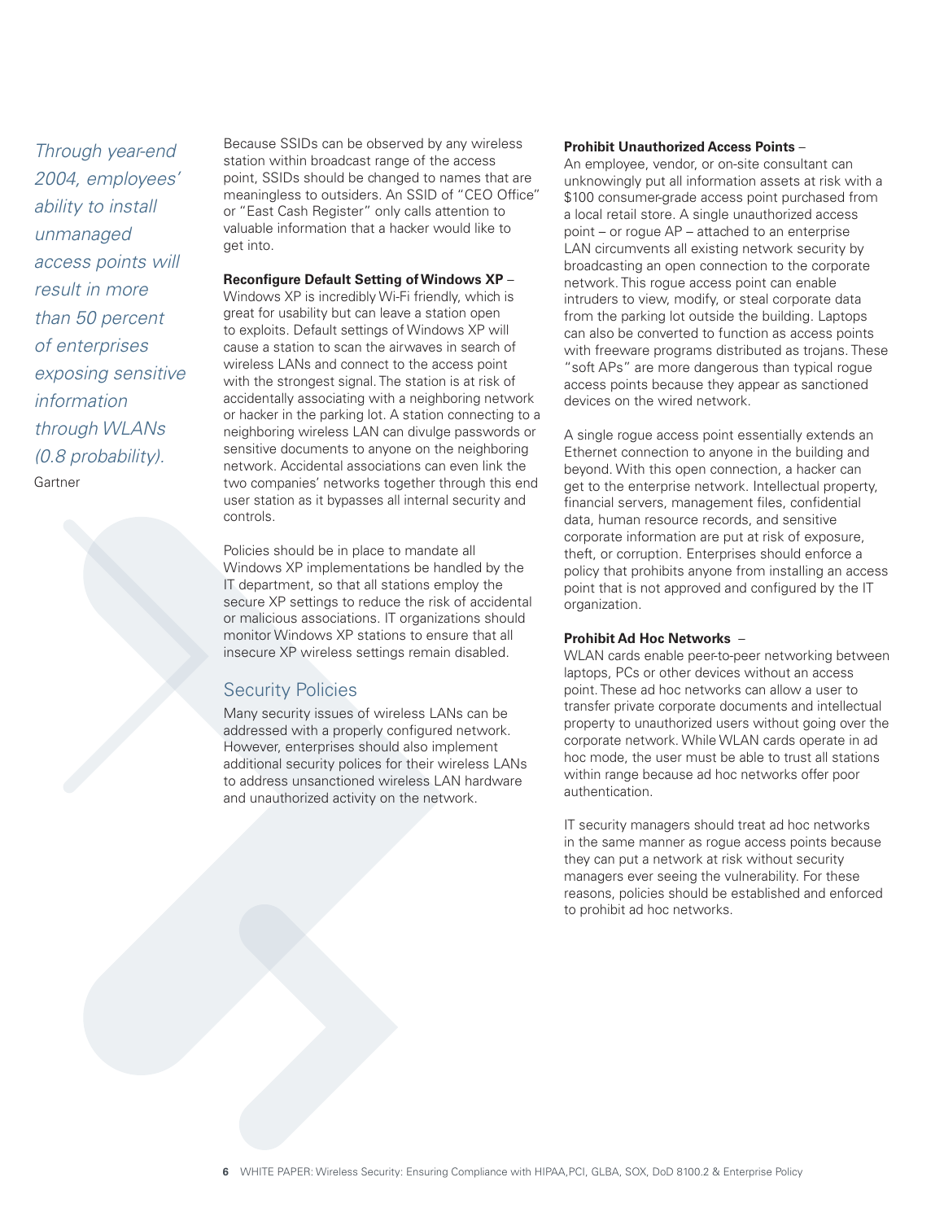*Through year-end 2004, employees' ability to install unmanaged access points will result in more than 50 percent of enterprises exposing sensitive information through WLANs (0.8 probability).*
Gartner

Because SSIDs can be observed by any wireless station within broadcast range of the access point, SSIDs should be changed to names that are meaningless to outsiders. An SSID of "CEO Office" or "East Cash Register" only calls attention to valuable information that a hacker would like to get into.

**Reconfigure Default Setting of Windows XP** – Windows XP is incredibly Wi-Fi friendly, which is great for usability but can leave a station open to exploits. Default settings of Windows XP will cause a station to scan the airwaves in search of wireless LANs and connect to the access point with the strongest signal. The station is at risk of accidentally associating with a neighboring network or hacker in the parking lot. A station connecting to a neighboring wireless LAN can divulge passwords or sensitive documents to anyone on the neighboring network. Accidental associations can even link the two companies' networks together through this end user station as it bypasses all internal security and controls.

Policies should be in place to mandate all Windows XP implementations be handled by the IT department, so that all stations employ the secure XP settings to reduce the risk of accidental or malicious associations. IT organizations should monitor Windows XP stations to ensure that all insecure XP wireless settings remain disabled.

## Security Policies

Many security issues of wireless LANs can be addressed with a properly configured network. However, enterprises should also implement additional security polices for their wireless LANs to address unsanctioned wireless LAN hardware and unauthorized activity on the network.

**Prohibit Unauthorized Access Points** – An employee, vendor, or on-site consultant can unknowingly put all information assets at risk with a $100 consumer-grade access point purchased from a local retail store. A single unauthorized access point – or rogue AP – attached to an enterprise LAN circumvents all existing network security by broadcasting an open connection to the corporate network. This rogue access point can enable intruders to view, modify, or steal corporate data from the parking lot outside the building. Laptops can also be converted to function as access points with freeware programs distributed as trojans. These "soft APs" are more dangerous than typical rogue access points because they appear as sanctioned devices on the wired network.

A single rogue access point essentially extends an Ethernet connection to anyone in the building and beyond. With this open connection, a hacker can get to the enterprise network. Intellectual property, financial servers, management files, confidential data, human resource records, and sensitive corporate information are put at risk of exposure, theft, or corruption. Enterprises should enforce a policy that prohibits anyone from installing an access point that is not approved and configured by the IT organization.

**Prohibit Ad Hoc Networks** – WLAN cards enable peer-to-peer networking between laptops, PCs or other devices without an access point. These ad hoc networks can allow a user to transfer private corporate documents and intellectual property to unauthorized users without going over the corporate network. While WLAN cards operate in ad hoc mode, the user must be able to trust all stations within range because ad hoc networks offer poor authentication.

IT security managers should treat ad hoc networks in the same manner as rogue access points because they can put a network at risk without security managers ever seeing the vulnerability. For these reasons, policies should be established and enforced to prohibit ad hoc networks.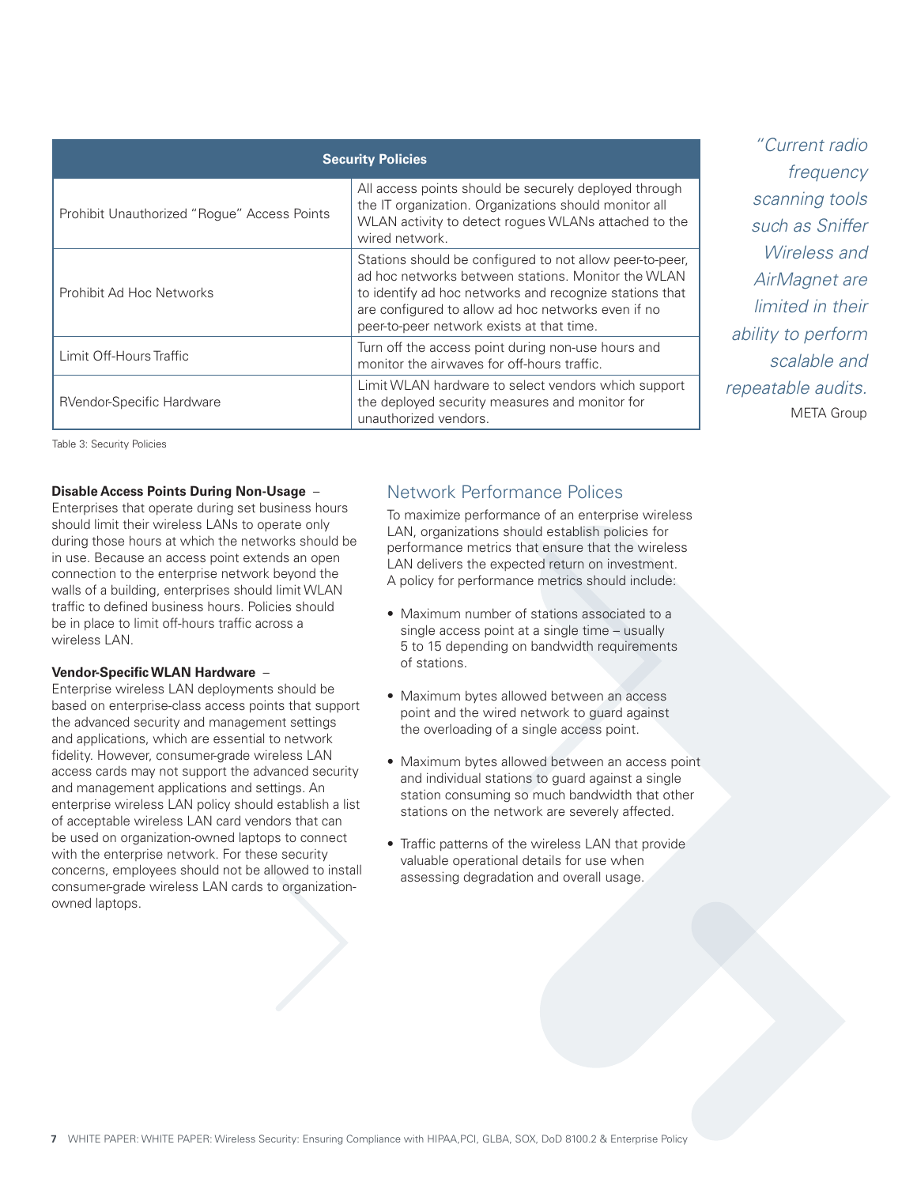| Security Policies | |
|---|---|
| Prohibit Unauthorized "Rogue" Access Points | All access points should be securely deployed through the IT organization. Organizations should monitor all WLAN activity to detect rogues WLANs attached to the wired network. |
| Prohibit Ad Hoc Networks | Stations should be configured to not allow peer-to-peer, ad hoc networks between stations. Monitor the WLAN to identify ad hoc networks and recognize stations that are configured to allow ad hoc networks even if no peer-to-peer network exists at that time. |
| Limit Off-Hours Traffic | Turn off the access point during non-use hours and monitor the airwaves for off-hours traffic. |
| RVendor-Specific Hardware | Limit WLAN hardware to select vendors which support the deployed security measures and monitor for unauthorized vendors. |

Table 3: Security Policies

> *"Current radio frequency scanning tools such as Sniffer Wireless and AirMagnet are limited in their ability to perform scalable and repeatable audits.*
> META Group

**Disable Access Points During Non-Usage** – Enterprises that operate during set business hours should limit their wireless LANs to operate only during those hours at which the networks should be in use. Because an access point extends an open connection to the enterprise network beyond the walls of a building, enterprises should limit WLAN traffic to defined business hours. Policies should be in place to limit off-hours traffic across a wireless LAN.

**Vendor-Specific WLAN Hardware** – Enterprise wireless LAN deployments should be based on enterprise-class access points that support the advanced security and management settings and applications, which are essential to network fidelity. However, consumer-grade wireless LAN access cards may not support the advanced security and management applications and settings. An enterprise wireless LAN policy should establish a list of acceptable wireless LAN card vendors that can be used on organization-owned laptops to connect with the enterprise network. For these security concerns, employees should not be allowed to install consumer-grade wireless LAN cards to organization-owned laptops.

## Network Performance Polices

To maximize performance of an enterprise wireless LAN, organizations should establish policies for performance metrics that ensure that the wireless LAN delivers the expected return on investment. A policy for performance metrics should include:

- Maximum number of stations associated to a single access point at a single time – usually 5 to 15 depending on bandwidth requirements of stations.
- Maximum bytes allowed between an access point and the wired network to guard against the overloading of a single access point.
- Maximum bytes allowed between an access point and individual stations to guard against a single station consuming so much bandwidth that other stations on the network are severely affected.
- Traffic patterns of the wireless LAN that provide valuable operational details for use when assessing degradation and overall usage.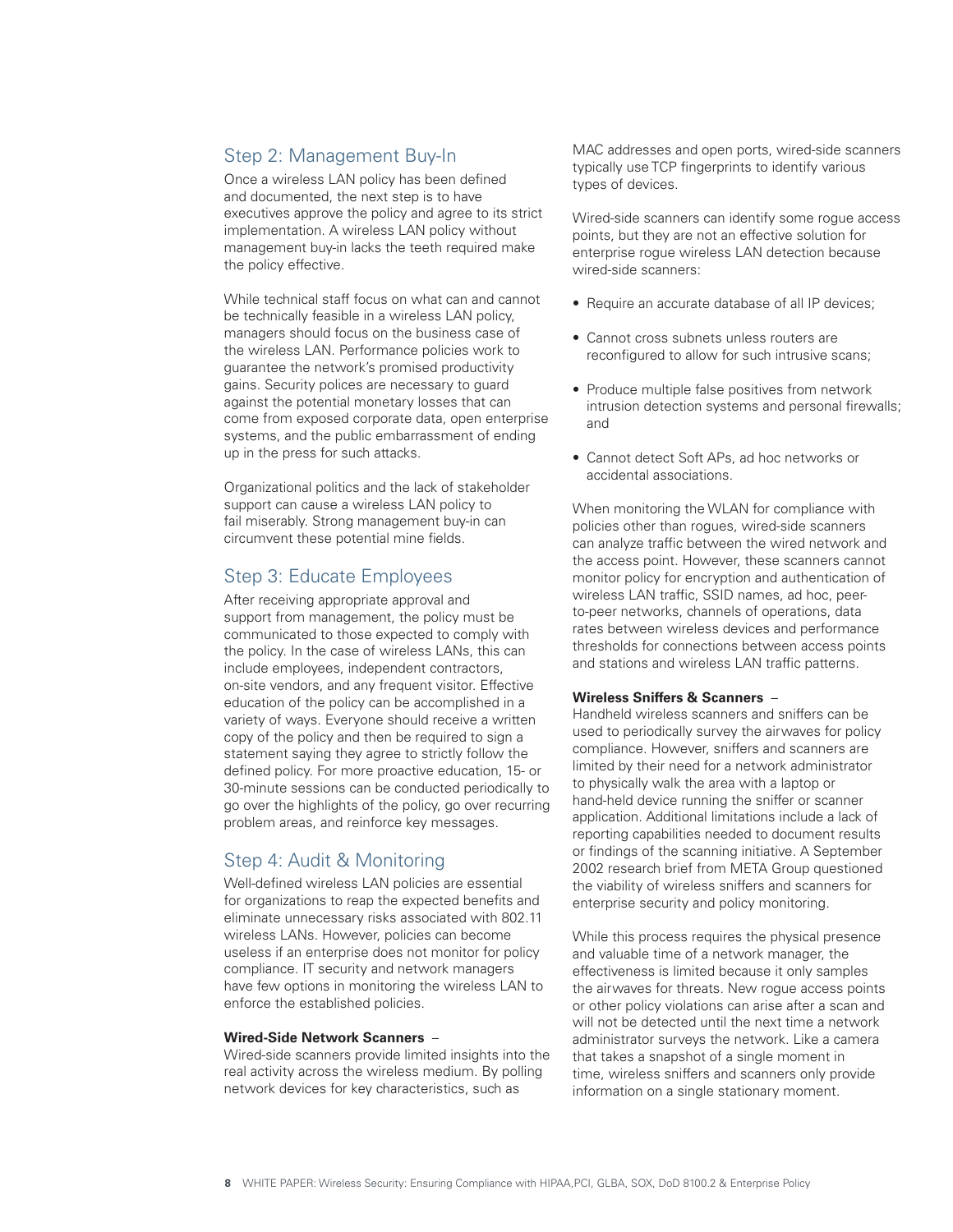## Step 2: Management Buy-In

Once a wireless LAN policy has been defined and documented, the next step is to have executives approve the policy and agree to its strict implementation. A wireless LAN policy without management buy-in lacks the teeth required make the policy effective.

While technical staff focus on what can and cannot be technically feasible in a wireless LAN policy, managers should focus on the business case of the wireless LAN. Performance policies work to guarantee the network's promised productivity gains. Security polices are necessary to guard against the potential monetary losses that can come from exposed corporate data, open enterprise systems, and the public embarrassment of ending up in the press for such attacks.

Organizational politics and the lack of stakeholder support can cause a wireless LAN policy to fail miserably. Strong management buy-in can circumvent these potential mine fields.

## Step 3: Educate Employees

After receiving appropriate approval and support from management, the policy must be communicated to those expected to comply with the policy. In the case of wireless LANs, this can include employees, independent contractors, on-site vendors, and any frequent visitor. Effective education of the policy can be accomplished in a variety of ways. Everyone should receive a written copy of the policy and then be required to sign a statement saying they agree to strictly follow the defined policy. For more proactive education, 15- or 30-minute sessions can be conducted periodically to go over the highlights of the policy, go over recurring problem areas, and reinforce key messages.

## Step 4: Audit & Monitoring

Well-defined wireless LAN policies are essential for organizations to reap the expected benefits and eliminate unnecessary risks associated with 802.11 wireless LANs. However, policies can become useless if an enterprise does not monitor for policy compliance. IT security and network managers have few options in monitoring the wireless LAN to enforce the established policies.

**Wired-Side Network Scanners** –
Wired-side scanners provide limited insights into the real activity across the wireless medium. By polling network devices for key characteristics, such as MAC addresses and open ports, wired-side scanners typically use TCP fingerprints to identify various types of devices.

Wired-side scanners can identify some rogue access points, but they are not an effective solution for enterprise rogue wireless LAN detection because wired-side scanners:

- Require an accurate database of all IP devices;
- Cannot cross subnets unless routers are reconfigured to allow for such intrusive scans;
- Produce multiple false positives from network intrusion detection systems and personal firewalls; and
- Cannot detect Soft APs, ad hoc networks or accidental associations.

When monitoring the WLAN for compliance with policies other than rogues, wired-side scanners can analyze traffic between the wired network and the access point. However, these scanners cannot monitor policy for encryption and authentication of wireless LAN traffic, SSID names, ad hoc, peer-to-peer networks, channels of operations, data rates between wireless devices and performance thresholds for connections between access points and stations and wireless LAN traffic patterns.

**Wireless Sniffers & Scanners** –
Handheld wireless scanners and sniffers can be used to periodically survey the airwaves for policy compliance. However, sniffers and scanners are limited by their need for a network administrator to physically walk the area with a laptop or hand-held device running the sniffer or scanner application. Additional limitations include a lack of reporting capabilities needed to document results or findings of the scanning initiative. A September 2002 research brief from META Group questioned the viability of wireless sniffers and scanners for enterprise security and policy monitoring.

While this process requires the physical presence and valuable time of a network manager, the effectiveness is limited because it only samples the airwaves for threats. New rogue access points or other policy violations can arise after a scan and will not be detected until the next time a network administrator surveys the network. Like a camera that takes a snapshot of a single moment in time, wireless sniffers and scanners only provide information on a single stationary moment.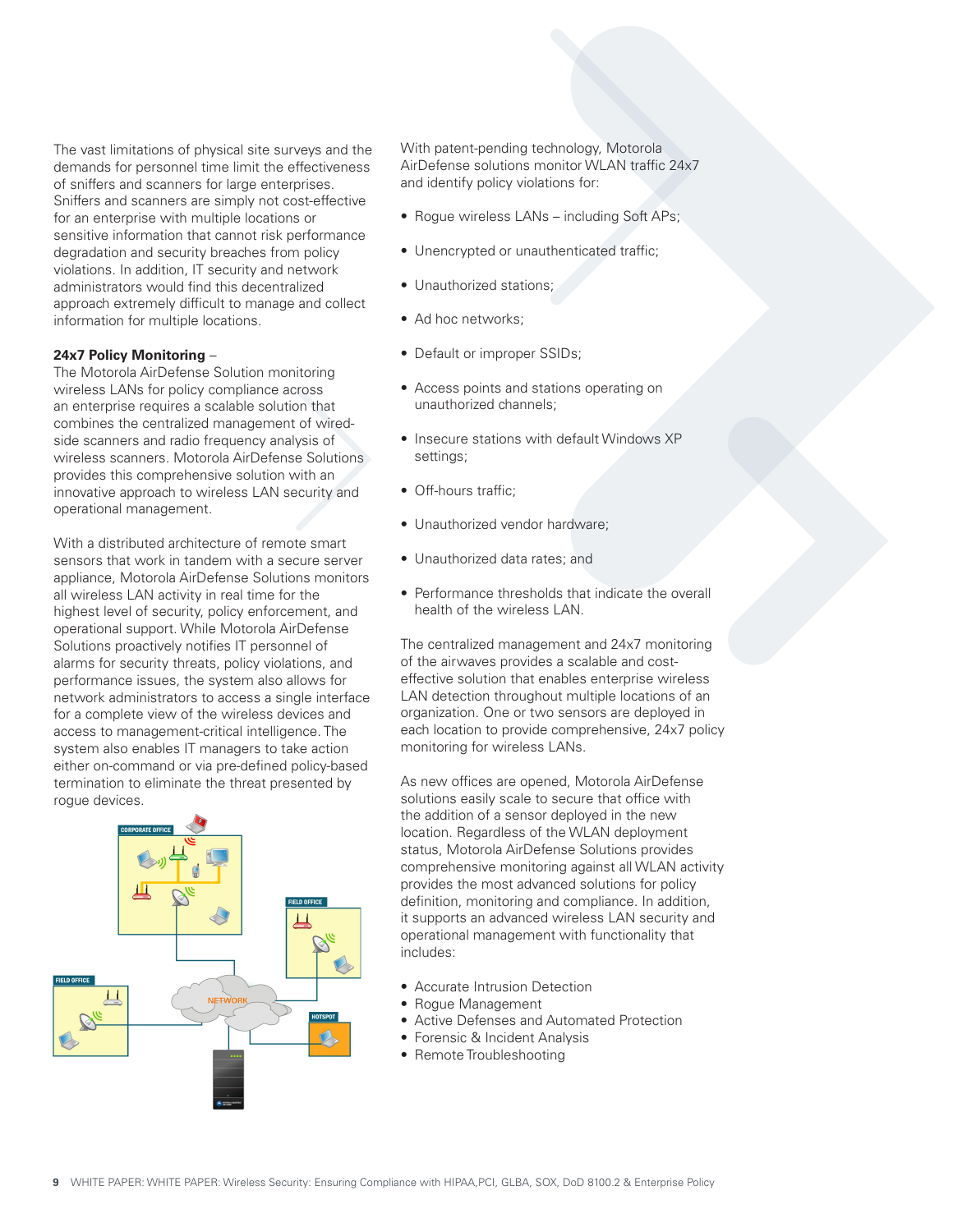The vast limitations of physical site surveys and the demands for personnel time limit the effectiveness of sniffers and scanners for large enterprises. Sniffers and scanners are simply not cost-effective for an enterprise with multiple locations or sensitive information that cannot risk performance degradation and security breaches from policy violations. In addition, IT security and network administrators would find this decentralized approach extremely difficult to manage and collect information for multiple locations.

**24x7 Policy Monitoring** –
The Motorola AirDefense Solution monitoring wireless LANs for policy compliance across an enterprise requires a scalable solution that combines the centralized management of wired-side scanners and radio frequency analysis of wireless scanners. Motorola AirDefense Solutions provides this comprehensive solution with an innovative approach to wireless LAN security and operational management.

With a distributed architecture of remote smart sensors that work in tandem with a secure server appliance, Motorola AirDefense Solutions monitors all wireless LAN activity in real time for the highest level of security, policy enforcement, and operational support. While Motorola AirDefense Solutions proactively notifies IT personnel of alarms for security threats, policy violations, and performance issues, the system also allows for network administrators to access a single interface for a complete view of the wireless devices and access to management-critical intelligence. The system also enables IT managers to take action either on-command or via pre-defined policy-based termination to eliminate the threat presented by rogue devices.

With patent-pending technology, Motorola AirDefense solutions monitor WLAN traffic 24x7 and identify policy violations for:

- Rogue wireless LANs – including Soft APs;
- Unencrypted or unauthenticated traffic;
- Unauthorized stations;
- Ad hoc networks;
- Default or improper SSIDs;
- Access points and stations operating on unauthorized channels;
- Insecure stations with default Windows XP settings;
- Off-hours traffic;
- Unauthorized vendor hardware;
- Unauthorized data rates; and
- Performance thresholds that indicate the overall health of the wireless LAN.

The centralized management and 24x7 monitoring of the airwaves provides a scalable and cost-effective solution that enables enterprise wireless LAN detection throughout multiple locations of an organization. One or two sensors are deployed in each location to provide comprehensive, 24x7 policy monitoring for wireless LANs.

As new offices are opened, Motorola AirDefense solutions easily scale to secure that office with the addition of a sensor deployed in the new location. Regardless of the WLAN deployment status, Motorola AirDefense Solutions provides comprehensive monitoring against all WLAN activity provides the most advanced solutions for policy definition, monitoring and compliance. In addition, it supports an advanced wireless LAN security and operational management with functionality that includes:

- Accurate Intrusion Detection
- Rogue Management
- Active Defenses and Automated Protection
- Forensic & Incident Analysis
- Remote Troubleshooting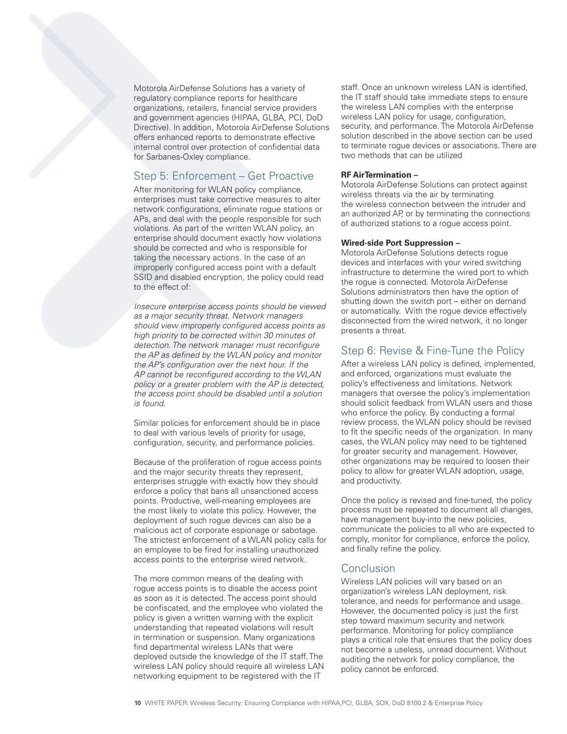Motorola AirDefense Solutions has a variety of regulatory compliance reports for healthcare organizations, retailers, financial service providers and government agencies (HIPAA, GLBA, PCI, DoD Directive). In addition, Motorola AirDefense Solutions offers enhanced reports to demonstrate effective internal control over protection of confidential data for Sarbanes-Oxley compliance.

## Step 5: Enforcement – Get Proactive

After monitoring for WLAN policy compliance, enterprises must take corrective measures to alter network configurations, eliminate rogue stations or APs, and deal with the people responsible for such violations. As part of the written WLAN policy, an enterprise should document exactly how violations should be corrected and who is responsible for taking the necessary actions. In the case of an improperly configured access point with a default SSID and disabled encryption, the policy could read to the effect of:

*Insecure enterprise access points should be viewed as a major security threat. Network managers should view improperly configured access points as high priority to be corrected within 30 minutes of detection. The network manager must reconfigure the AP as defined by the WLAN policy and monitor the AP's configuration over the next hour. If the AP cannot be reconfigured according to the WLAN policy or a greater problem with the AP is detected, the access point should be disabled until a solution is found.*

Similar policies for enforcement should be in place to deal with various levels of priority for usage, configuration, security, and performance policies.

Because of the proliferation of rogue access points and the major security threats they represent, enterprises struggle with exactly how they should enforce a policy that bans all unsanctioned access points. Productive, well-meaning employees are the most likely to violate this policy. However, the deployment of such rogue devices can also be a malicious act of corporate espionage or sabotage. The strictest enforcement of a WLAN policy calls for an employee to be fired for installing unauthorized access points to the enterprise wired network.

The more common means of the dealing with rogue access points is to disable the access point as soon as it is detected. The access point should be confiscated, and the employee who violated the policy is given a written warning with the explicit understanding that repeated violations will result in termination or suspension. Many organizations find departmental wireless LANs that were deployed outside the knowledge of the IT staff. The wireless LAN policy should require all wireless LAN networking equipment to be registered with the IT staff. Once an unknown wireless LAN is identified, the IT staff should take immediate steps to ensure the wireless LAN complies with the enterprise wireless LAN policy for usage, configuration, security, and performance. The Motorola AirDefense solution described in the above section can be used to terminate rogue devices or associations. There are two methods that can be utilized

**RF AirTermination –**
Motorola AirDefense Solutions can protect against wireless threats via the air by terminating the wireless connection between the intruder and an authorized AP, or by terminating the connections of authorized stations to a rogue access point.

**Wired-side Port Suppression –**
Motorola AirDefense Solutions detects rogue devices and interfaces with your wired switching infrastructure to determine the wired port to which the rogue is connected. Motorola AirDefense Solutions administrators then have the option of shutting down the switch port – either on demand or automatically. With the rogue device effectively disconnected from the wired network, it no longer presents a threat.

## Step 6: Revise & Fine-Tune the Policy

After a wireless LAN policy is defined, implemented, and enforced, organizations must evaluate the policy's effectiveness and limitations. Network managers that oversee the policy's implementation should solicit feedback from WLAN users and those who enforce the policy. By conducting a formal review process, the WLAN policy should be revised to fit the specific needs of the organization. In many cases, the WLAN policy may need to be tightened for greater security and management. However, other organizations may be required to loosen their policy to allow for greater WLAN adoption, usage, and productivity.

Once the policy is revised and fine-tuned, the policy process must be repeated to document all changes, have management buy-into the new policies, communicate the policies to all who are expected to comply, monitor for compliance, enforce the policy, and finally refine the policy.

## Conclusion

Wireless LAN policies will vary based on an organization's wireless LAN deployment, risk tolerance, and needs for performance and usage. However, the documented policy is just the first step toward maximum security and network performance. Monitoring for policy compliance plays a critical role that ensures that the policy does not become a useless, unread document. Without auditing the network for policy compliance, the policy cannot be enforced.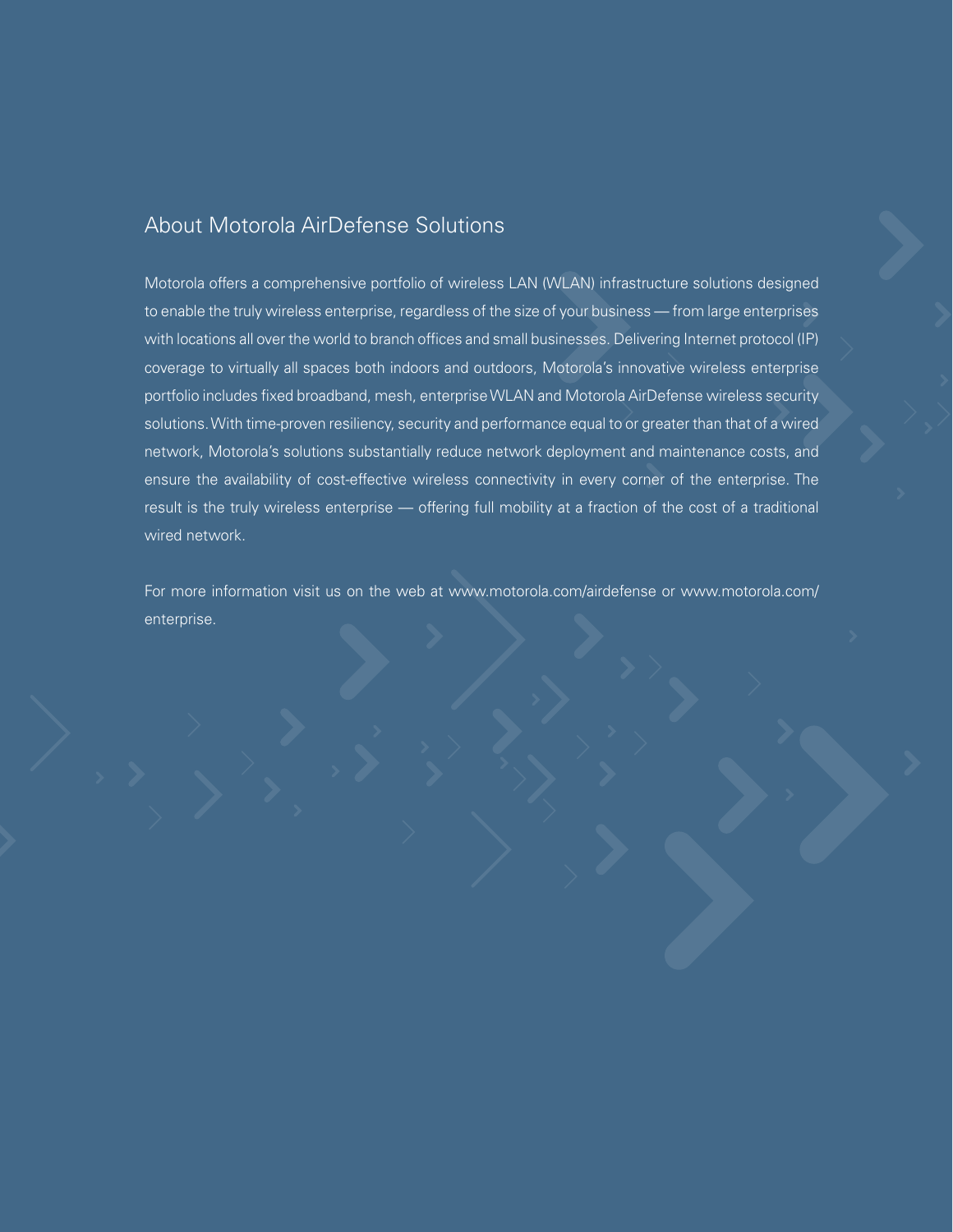## About Motorola AirDefense Solutions

Motorola offers a comprehensive portfolio of wireless LAN (WLAN) infrastructure solutions designed to enable the truly wireless enterprise, regardless of the size of your business — from large enterprises with locations all over the world to branch offices and small businesses. Delivering Internet protocol (IP) coverage to virtually all spaces both indoors and outdoors, Motorola's innovative wireless enterprise portfolio includes fixed broadband, mesh, enterprise WLAN and Motorola AirDefense wireless security solutions. With time-proven resiliency, security and performance equal to or greater than that of a wired network, Motorola's solutions substantially reduce network deployment and maintenance costs, and ensure the availability of cost-effective wireless connectivity in every corner of the enterprise. The result is the truly wireless enterprise — offering full mobility at a fraction of the cost of a traditional wired network.

For more information visit us on the web at www.motorola.com/airdefense or www.motorola.com/enterprise.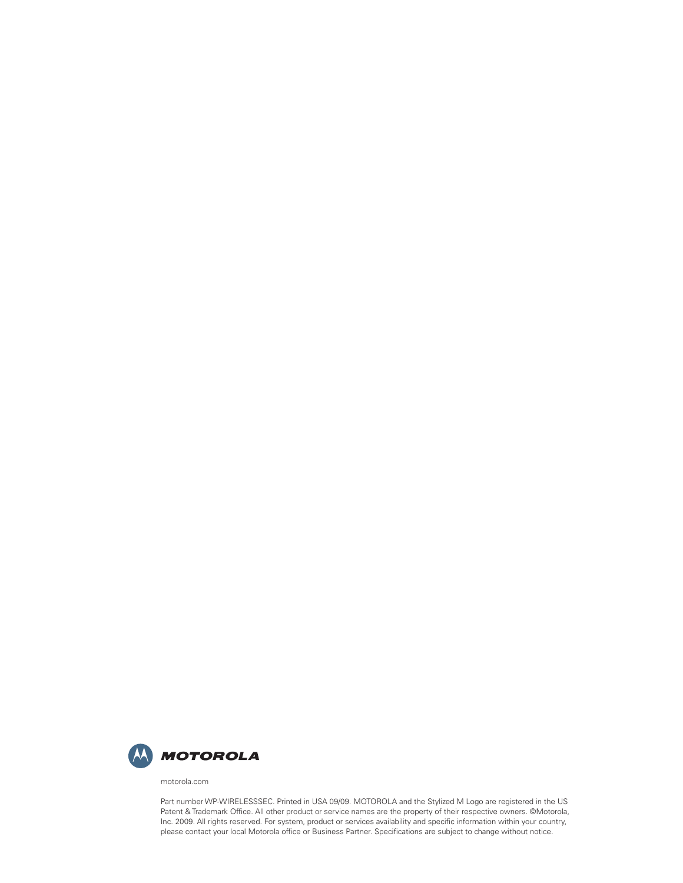MOTOROLA

motorola.com

Part number WP-WIRELESSSEC. Printed in USA 09/09. MOTOROLA and the Stylized M Logo are registered in the US Patent & Trademark Office. All other product or service names are the property of their respective owners. ©Motorola, Inc. 2009. All rights reserved. For system, product or services availability and specific information within your country, please contact your local Motorola office or Business Partner. Specifications are subject to change without notice.